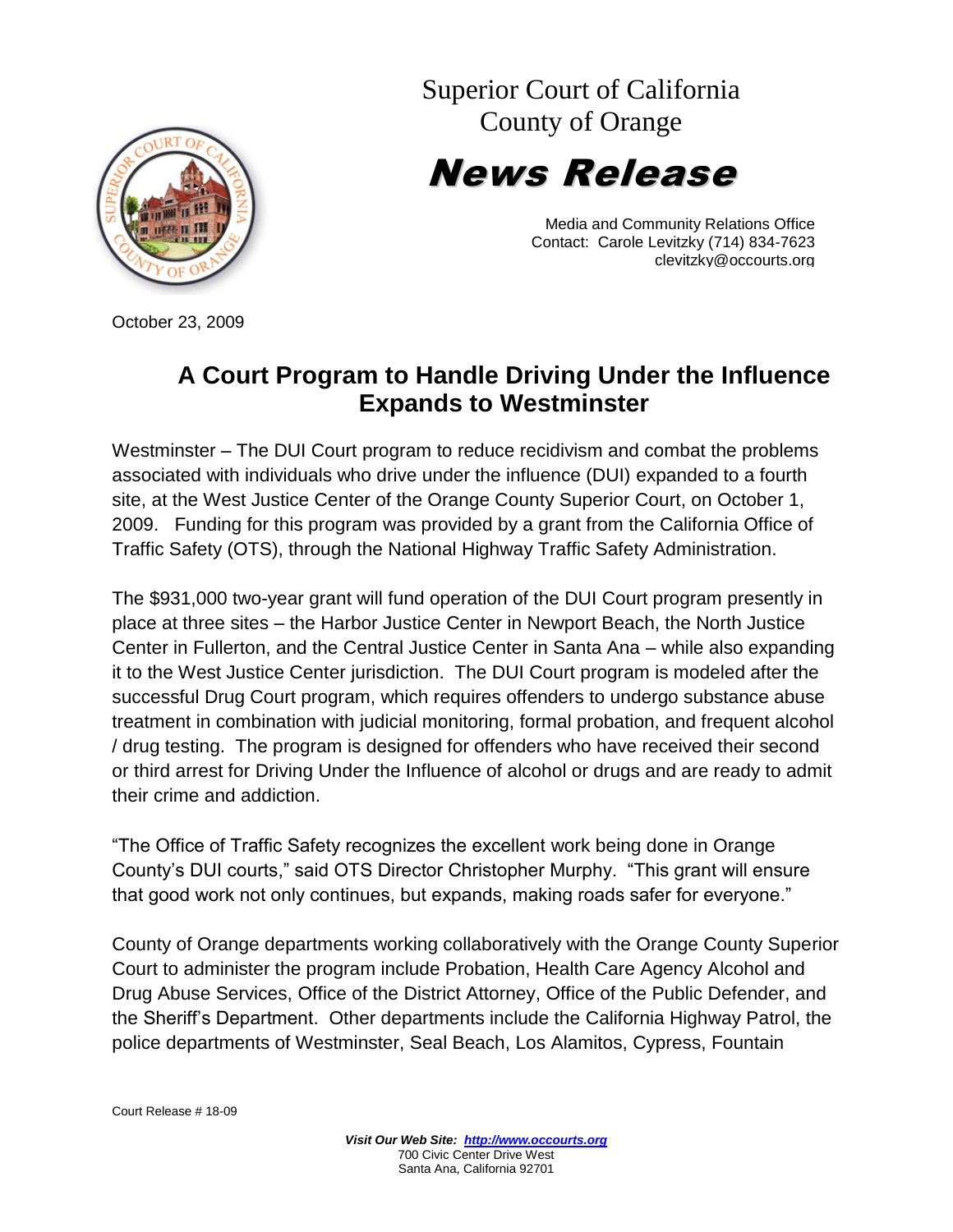Superior Court of California
County of Orange

# News Release

Media and Community Relations Office
Contact: Carole Levitzky (714) 834-7623
clevitzky@occourts.org

October 23, 2009

## A Court Program to Handle Driving Under the Influence Expands to Westminster

Westminster – The DUI Court program to reduce recidivism and combat the problems associated with individuals who drive under the influence (DUI) expanded to a fourth site, at the West Justice Center of the Orange County Superior Court, on October 1, 2009. Funding for this program was provided by a grant from the California Office of Traffic Safety (OTS), through the National Highway Traffic Safety Administration.

The $931,000 two-year grant will fund operation of the DUI Court program presently in place at three sites – the Harbor Justice Center in Newport Beach, the North Justice Center in Fullerton, and the Central Justice Center in Santa Ana – while also expanding it to the West Justice Center jurisdiction. The DUI Court program is modeled after the successful Drug Court program, which requires offenders to undergo substance abuse treatment in combination with judicial monitoring, formal probation, and frequent alcohol / drug testing. The program is designed for offenders who have received their second or third arrest for Driving Under the Influence of alcohol or drugs and are ready to admit their crime and addiction.

"The Office of Traffic Safety recognizes the excellent work being done in Orange County's DUI courts," said OTS Director Christopher Murphy. "This grant will ensure that good work not only continues, but expands, making roads safer for everyone."

County of Orange departments working collaboratively with the Orange County Superior Court to administer the program include Probation, Health Care Agency Alcohol and Drug Abuse Services, Office of the District Attorney, Office of the Public Defender, and the Sheriff's Department. Other departments include the California Highway Patrol, the police departments of Westminster, Seal Beach, Los Alamitos, Cypress, Fountain

Court Release # 18-09

***Visit Our Web Site: http://www.occourts.org***
700 Civic Center Drive West
Santa Ana, California 92701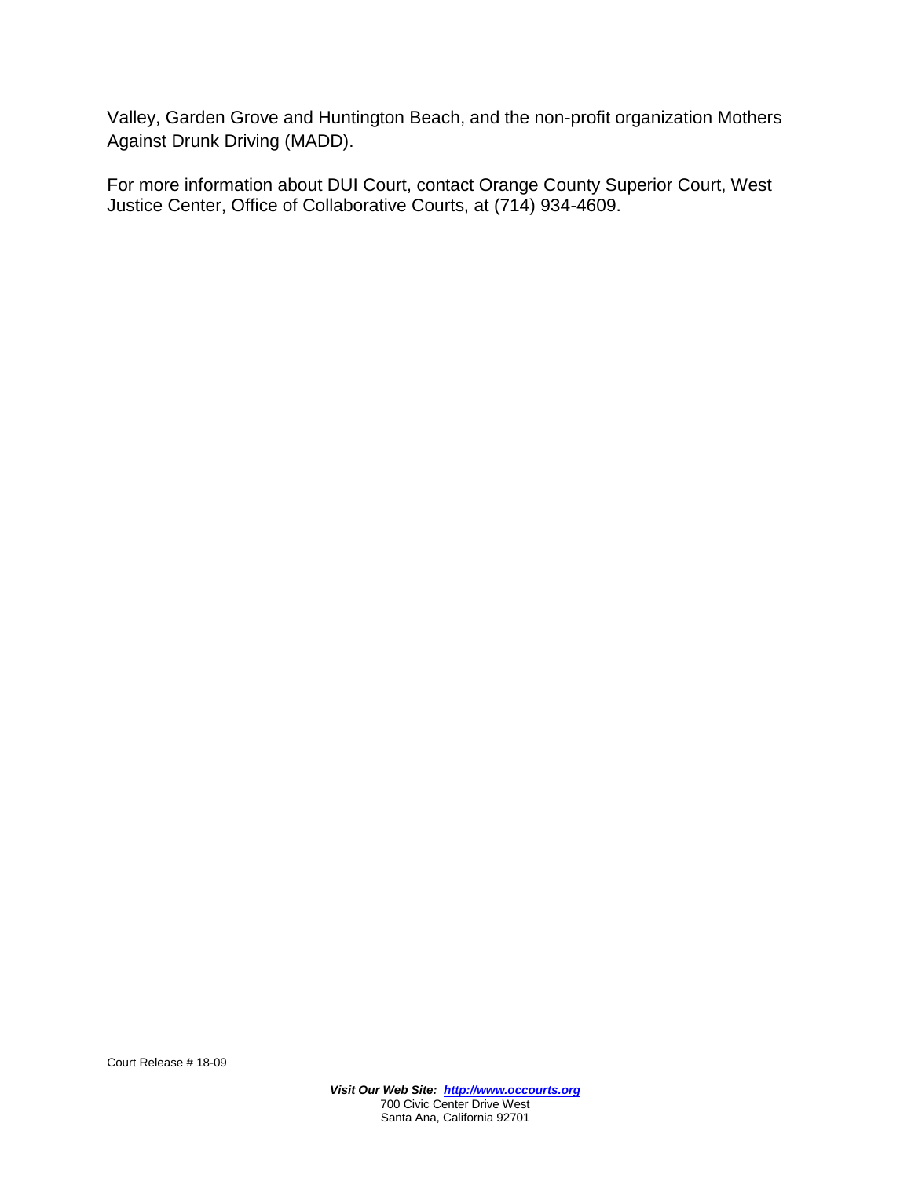Valley, Garden Grove and Huntington Beach, and the non-profit organization Mothers Against Drunk Driving (MADD).

For more information about DUI Court, contact Orange County Superior Court, West Justice Center, Office of Collaborative Courts, at (714) 934-4609.

Court Release # 18-09

***Visit Our Web Site: [http://www.occourts.org](http://www.occourts.org)***
700 Civic Center Drive West
Santa Ana, California 92701